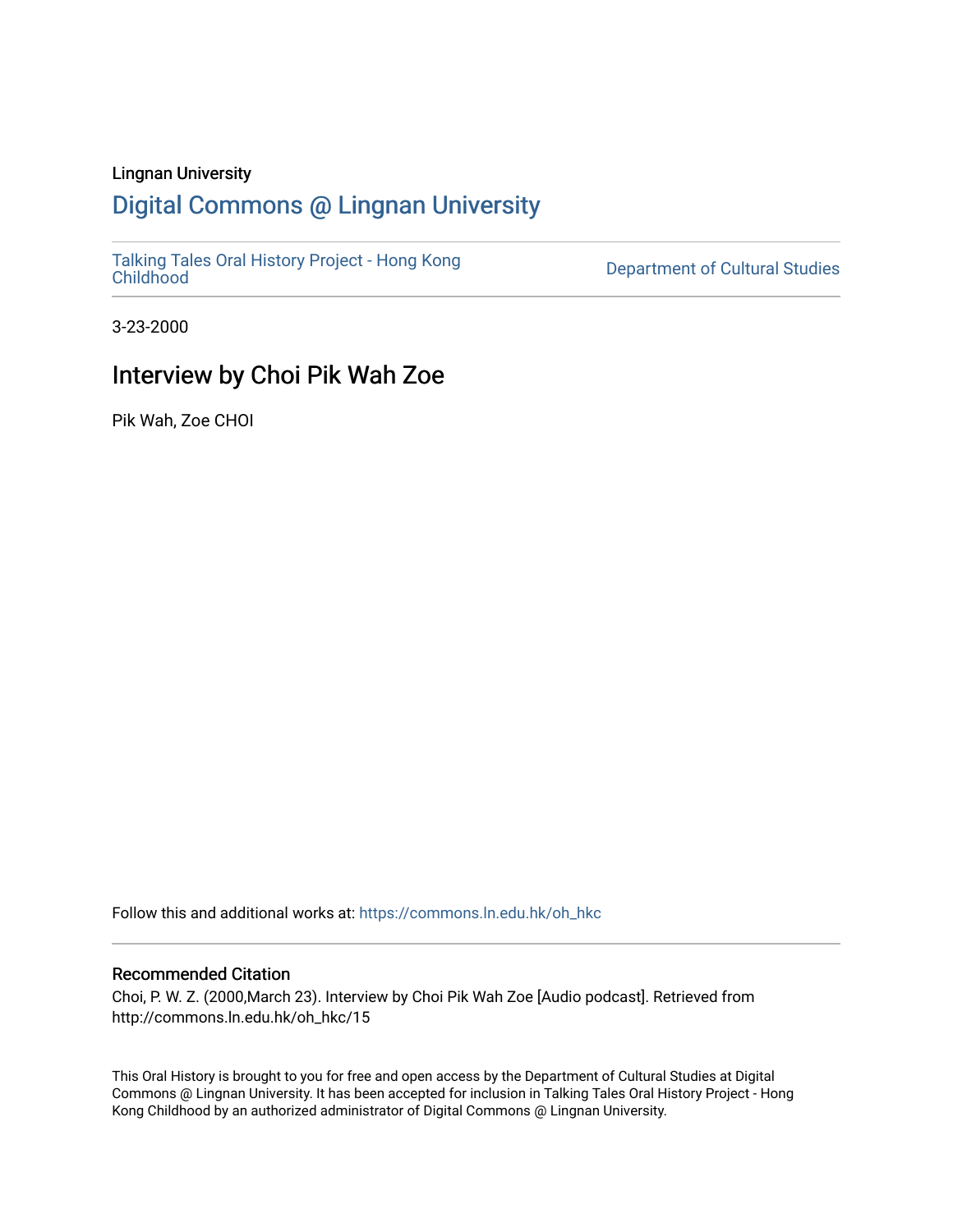Lingnan University

# Digital Commons @ Lingnan University

Talking Tales Oral History Project - Hong Kong Childhood

Department of Cultural Studies

3-23-2000

## Interview by Choi Pik Wah Zoe

Pik Wah, Zoe CHOI

Follow this and additional works at: https://commons.ln.edu.hk/oh_hkc

### Recommended Citation

Choi, P. W. Z. (2000,March 23). Interview by Choi Pik Wah Zoe [Audio podcast]. Retrieved from http://commons.ln.edu.hk/oh_hkc/15

This Oral History is brought to you for free and open access by the Department of Cultural Studies at Digital Commons @ Lingnan University. It has been accepted for inclusion in Talking Tales Oral History Project - Hong Kong Childhood by an authorized administrator of Digital Commons @ Lingnan University.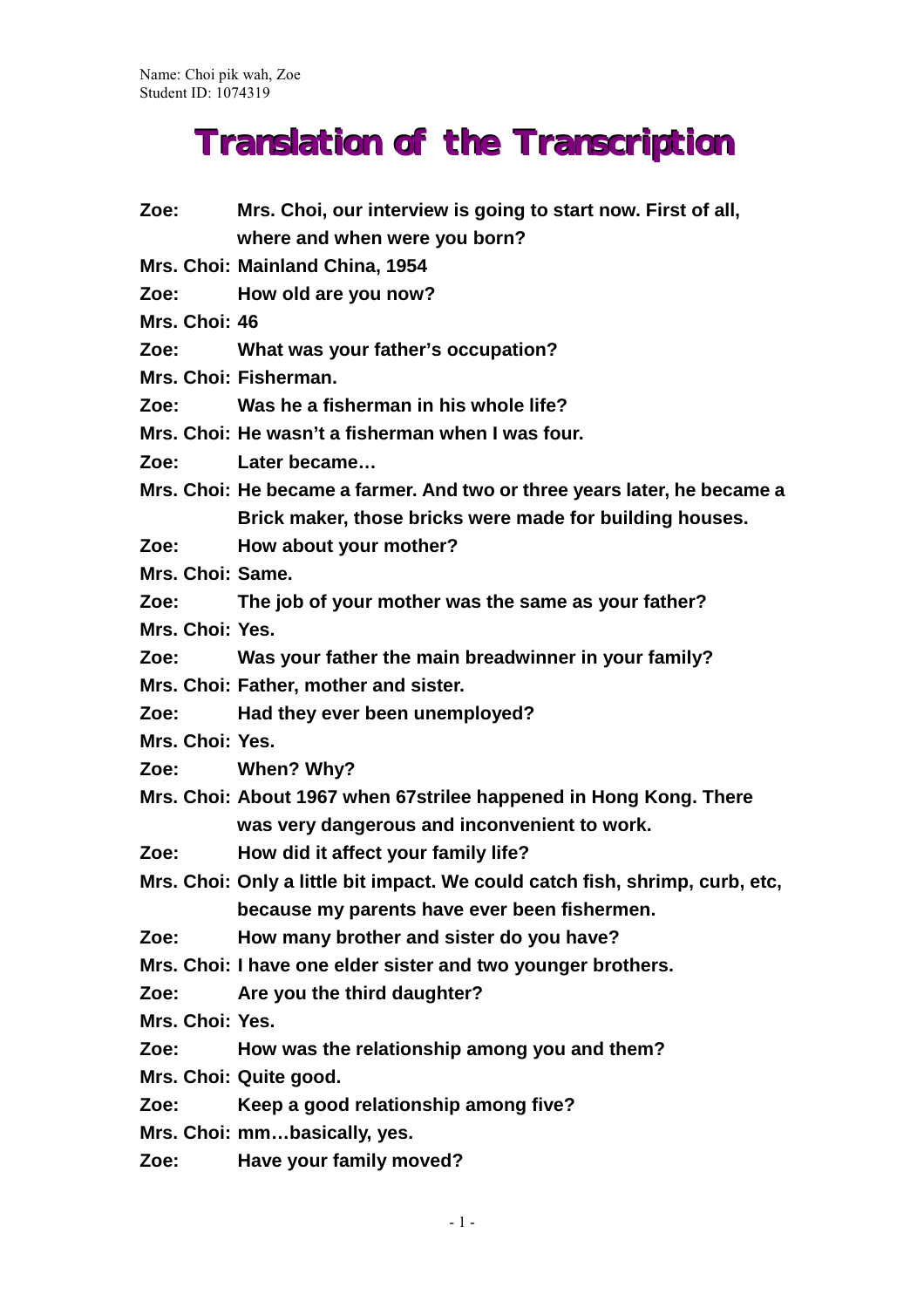Name: Choi pik wah, Zoe
Student ID: 1074319

# Translation of the Transcription

**Zoe:** Mrs. Choi, our interview is going to start now. First of all, where and when were you born?

**Mrs. Choi:** Mainland China, 1954

**Zoe:** How old are you now?

**Mrs. Choi:** 46

**Zoe:** What was your father's occupation?

**Mrs. Choi:** Fisherman.

**Zoe:** Was he a fisherman in his whole life?

**Mrs. Choi:** He wasn't a fisherman when I was four.

**Zoe:** Later became…

**Mrs. Choi:** He became a farmer. And two or three years later, he became a Brick maker, those bricks were made for building houses.

**Zoe:** How about your mother?

**Mrs. Choi:** Same.

**Zoe:** The job of your mother was the same as your father?

**Mrs. Choi:** Yes.

**Zoe:** Was your father the main breadwinner in your family?

**Mrs. Choi:** Father, mother and sister.

**Zoe:** Had they ever been unemployed?

**Mrs. Choi:** Yes.

**Zoe:** When? Why?

**Mrs. Choi:** About 1967 when 67strilee happened in Hong Kong. There was very dangerous and inconvenient to work.

**Zoe:** How did it affect your family life?

**Mrs. Choi:** Only a little bit impact. We could catch fish, shrimp, curb, etc, because my parents have ever been fishermen.

**Zoe:** How many brother and sister do you have?

**Mrs. Choi:** I have one elder sister and two younger brothers.

**Zoe:** Are you the third daughter?

**Mrs. Choi:** Yes.

**Zoe:** How was the relationship among you and them?

**Mrs. Choi:** Quite good.

**Zoe:** Keep a good relationship among five?

**Mrs. Choi:** mm…basically, yes.

**Zoe:** Have your family moved?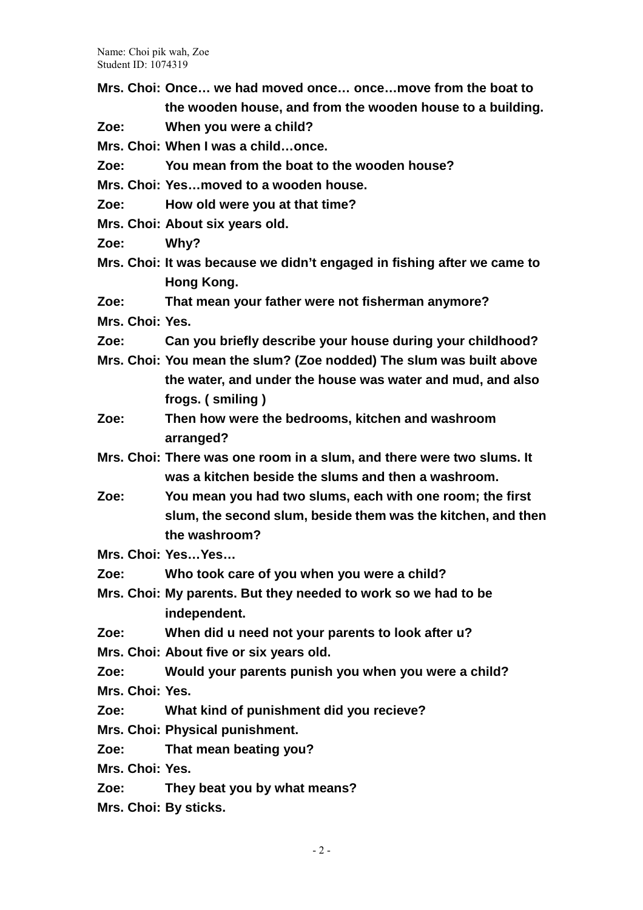Name: Choi pik wah, Zoe
Student ID: 1074319

**Mrs. Choi: Once… we had moved once… once…move from the boat to the wooden house, and from the wooden house to a building.**

**Zoe: When you were a child?**

**Mrs. Choi: When I was a child…once.**

**Zoe: You mean from the boat to the wooden house?**

**Mrs. Choi: Yes…moved to a wooden house.**

**Zoe: How old were you at that time?**

**Mrs. Choi: About six years old.**

**Zoe: Why?**

**Mrs. Choi: It was because we didn't engaged in fishing after we came to Hong Kong.**

**Zoe: That mean your father were not fisherman anymore?**

**Mrs. Choi: Yes.**

**Zoe: Can you briefly describe your house during your childhood?**

**Mrs. Choi: You mean the slum? (Zoe nodded) The slum was built above the water, and under the house was water and mud, and also frogs. ( smiling )**

**Zoe: Then how were the bedrooms, kitchen and washroom arranged?**

**Mrs. Choi: There was one room in a slum, and there were two slums. It was a kitchen beside the slums and then a washroom.**

**Zoe: You mean you had two slums, each with one room; the first slum, the second slum, beside them was the kitchen, and then the washroom?**

**Mrs. Choi: Yes…Yes…**

**Zoe: Who took care of you when you were a child?**

**Mrs. Choi: My parents. But they needed to work so we had to be independent.**

**Zoe: When did u need not your parents to look after u?**

**Mrs. Choi: About five or six years old.**

**Zoe: Would your parents punish you when you were a child?**

**Mrs. Choi: Yes.**

**Zoe: What kind of punishment did you recieve?**

**Mrs. Choi: Physical punishment.**

**Zoe: That mean beating you?**

**Mrs. Choi: Yes.**

**Zoe: They beat you by what means?**

**Mrs. Choi: By sticks.**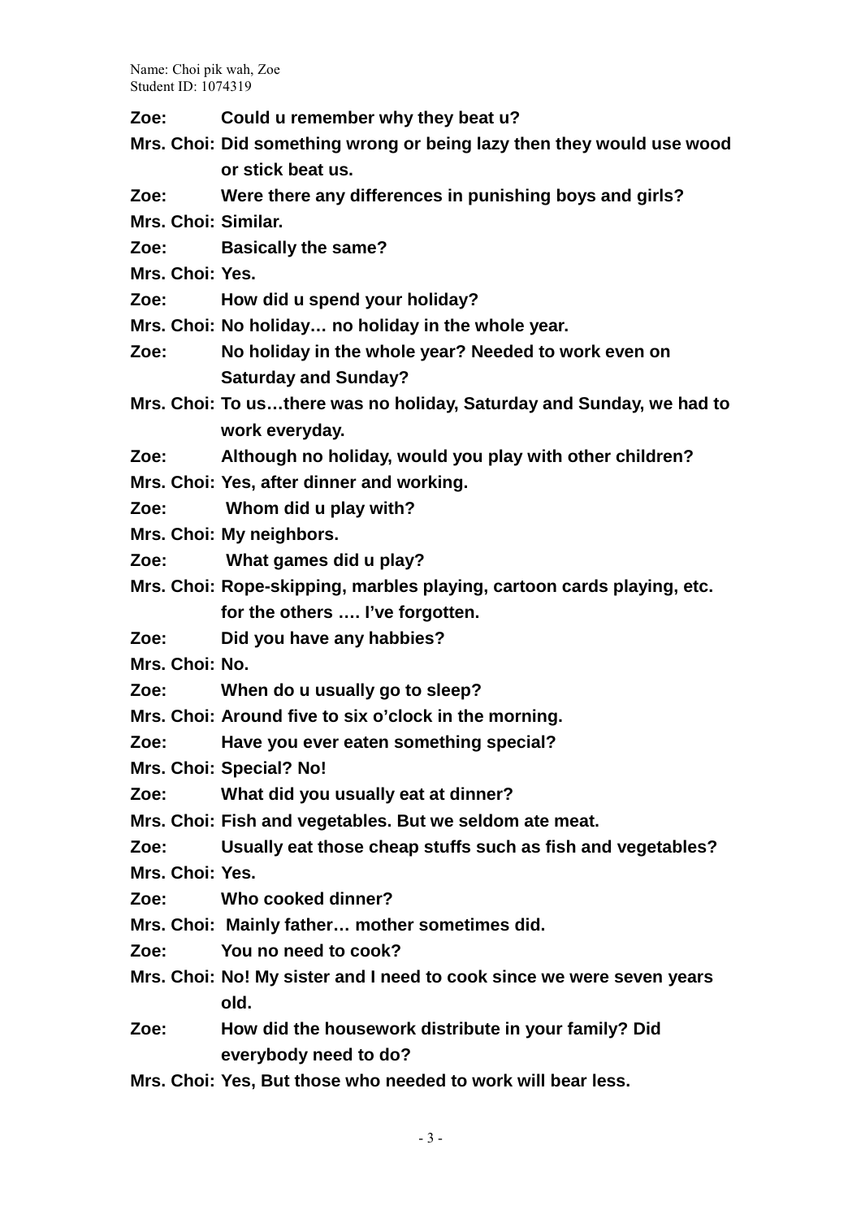Name: Choi pik wah, Zoe
Student ID: 1074319

**Zoe: Could u remember why they beat u?**

**Mrs. Choi: Did something wrong or being lazy then they would use wood or stick beat us.**

**Zoe: Were there any differences in punishing boys and girls?**

**Mrs. Choi: Similar.**

**Zoe: Basically the same?**

**Mrs. Choi: Yes.**

**Zoe: How did u spend your holiday?**

**Mrs. Choi: No holiday… no holiday in the whole year.**

**Zoe: No holiday in the whole year? Needed to work even on Saturday and Sunday?**

**Mrs. Choi: To us…there was no holiday, Saturday and Sunday, we had to work everyday.**

**Zoe: Although no holiday, would you play with other children?**

**Mrs. Choi: Yes, after dinner and working.**

**Zoe: Whom did u play with?**

**Mrs. Choi: My neighbors.**

**Zoe: What games did u play?**

**Mrs. Choi: Rope-skipping, marbles playing, cartoon cards playing, etc. for the others …. I've forgotten.**

**Zoe: Did you have any habbies?**

**Mrs. Choi: No.**

**Zoe: When do u usually go to sleep?**

**Mrs. Choi: Around five to six o'clock in the morning.**

**Zoe: Have you ever eaten something special?**

**Mrs. Choi: Special? No!**

**Zoe: What did you usually eat at dinner?**

**Mrs. Choi: Fish and vegetables. But we seldom ate meat.**

**Zoe: Usually eat those cheap stuffs such as fish and vegetables?**

**Mrs. Choi: Yes.**

**Zoe: Who cooked dinner?**

**Mrs. Choi: Mainly father… mother sometimes did.**

**Zoe: You no need to cook?**

**Mrs. Choi: No! My sister and I need to cook since we were seven years old.**

**Zoe: How did the housework distribute in your family? Did everybody need to do?**

**Mrs. Choi: Yes, But those who needed to work will bear less.**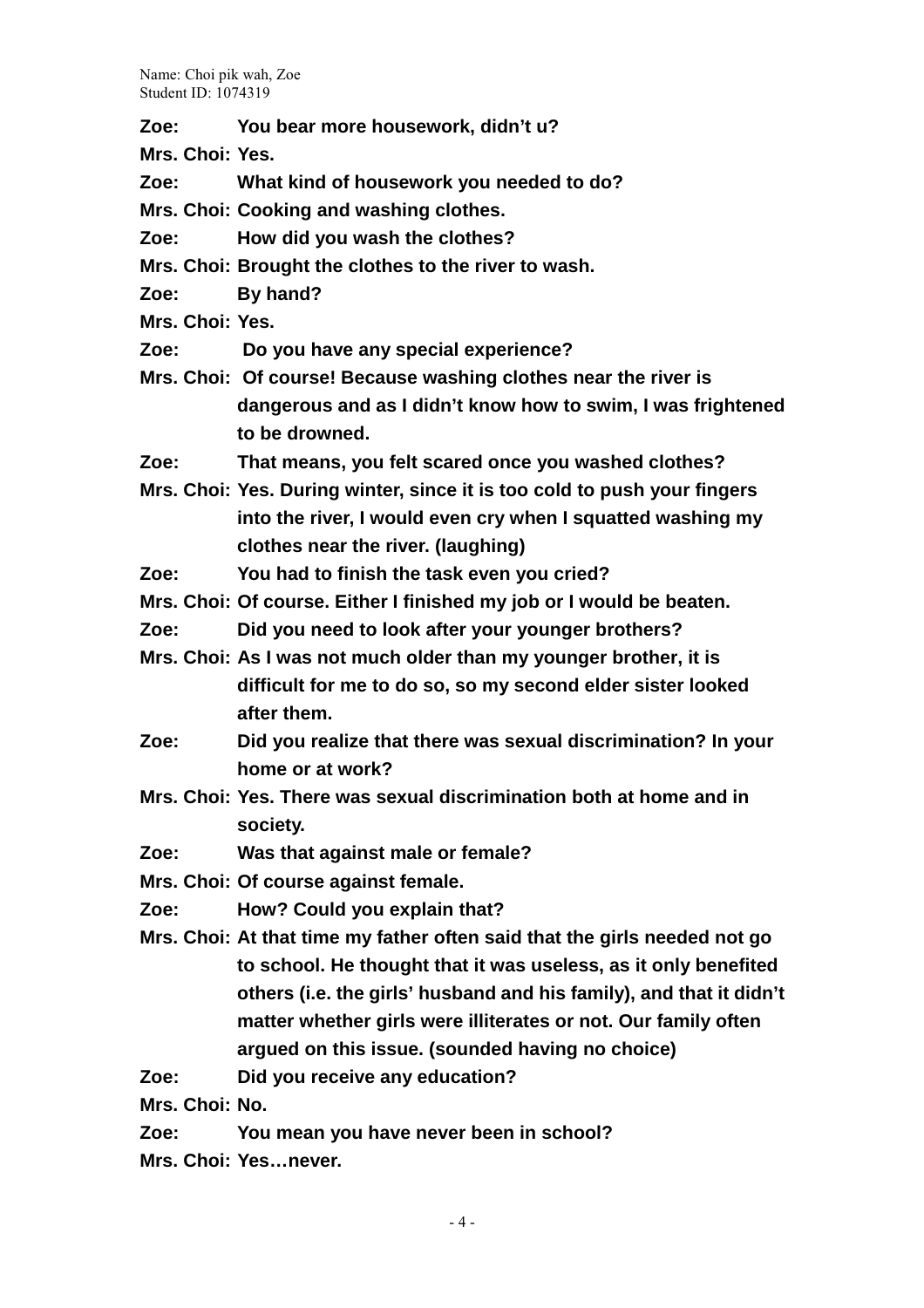Name: Choi pik wah, Zoe
Student ID: 1074319

**Zoe: You bear more housework, didn't u?**

**Mrs. Choi: Yes.**

**Zoe: What kind of housework you needed to do?**

**Mrs. Choi: Cooking and washing clothes.**

**Zoe: How did you wash the clothes?**

**Mrs. Choi: Brought the clothes to the river to wash.**

**Zoe: By hand?**

**Mrs. Choi: Yes.**

**Zoe: Do you have any special experience?**

**Mrs. Choi: Of course! Because washing clothes near the river is dangerous and as I didn't know how to swim, I was frightened to be drowned.**

**Zoe: That means, you felt scared once you washed clothes?**

**Mrs. Choi: Yes. During winter, since it is too cold to push your fingers into the river, I would even cry when I squatted washing my clothes near the river. (laughing)**

**Zoe: You had to finish the task even you cried?**

**Mrs. Choi: Of course. Either I finished my job or I would be beaten.**

**Zoe: Did you need to look after your younger brothers?**

**Mrs. Choi: As I was not much older than my younger brother, it is difficult for me to do so, so my second elder sister looked after them.**

**Zoe: Did you realize that there was sexual discrimination? In your home or at work?**

**Mrs. Choi: Yes. There was sexual discrimination both at home and in society.**

**Zoe: Was that against male or female?**

**Mrs. Choi: Of course against female.**

**Zoe: How? Could you explain that?**

**Mrs. Choi: At that time my father often said that the girls needed not go to school. He thought that it was useless, as it only benefited others (i.e. the girls' husband and his family), and that it didn't matter whether girls were illiterates or not. Our family often argued on this issue. (sounded having no choice)**

**Zoe: Did you receive any education?**

**Mrs. Choi: No.**

**Zoe: You mean you have never been in school?**

**Mrs. Choi: Yes…never.**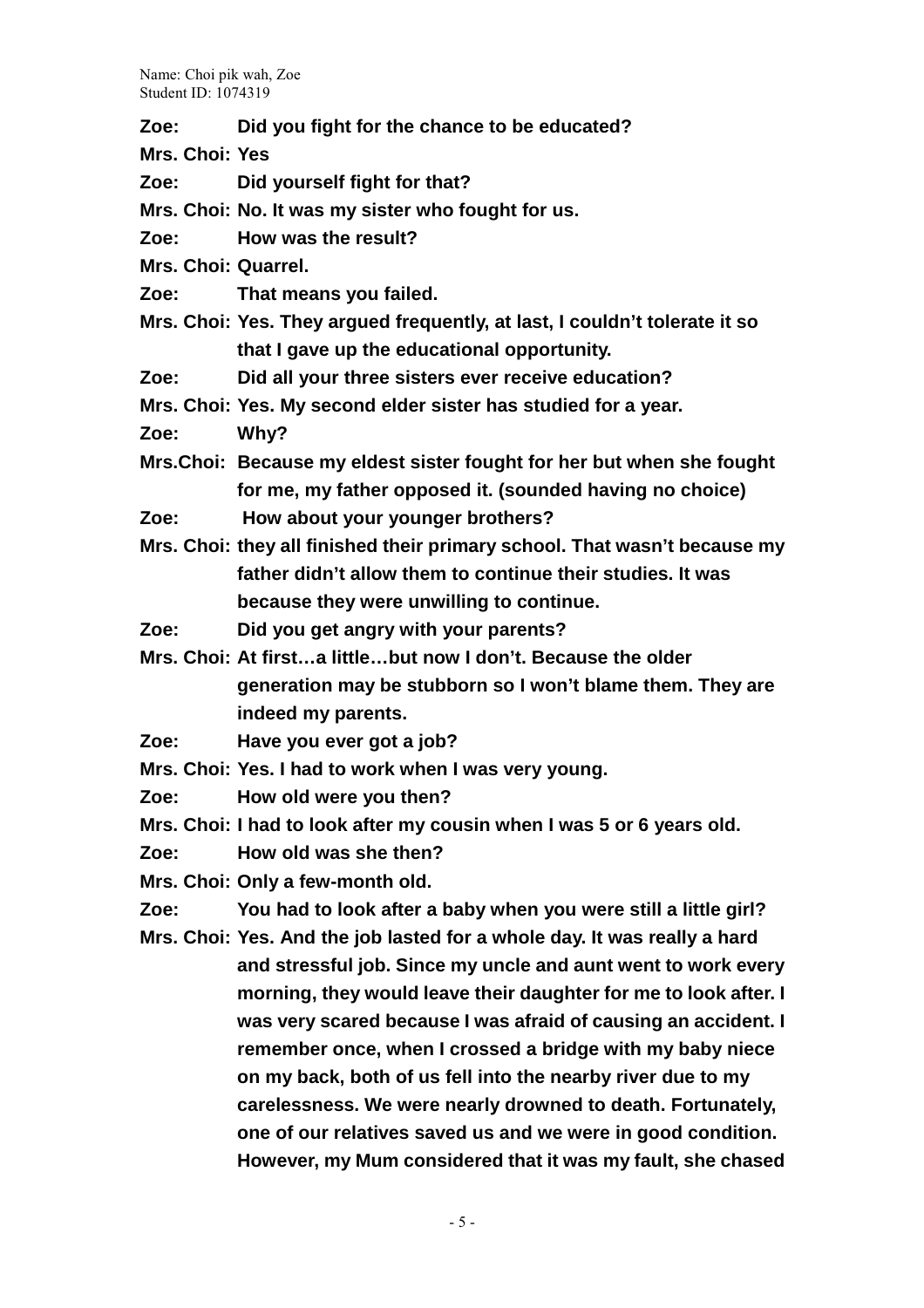**Zoe: Did you fight for the chance to be educated?**

**Mrs. Choi: Yes**

**Zoe: Did yourself fight for that?**

**Mrs. Choi: No. It was my sister who fought for us.**

**Zoe: How was the result?**

**Mrs. Choi: Quarrel.**

**Zoe: That means you failed.**

**Mrs. Choi: Yes. They argued frequently, at last, I couldn't tolerate it so that I gave up the educational opportunity.**

**Zoe: Did all your three sisters ever receive education?**

**Mrs. Choi: Yes. My second elder sister has studied for a year.**

**Zoe: Why?**

**Mrs.Choi: Because my eldest sister fought for her but when she fought for me, my father opposed it. (sounded having no choice)**

**Zoe: How about your younger brothers?**

**Mrs. Choi: they all finished their primary school. That wasn't because my father didn't allow them to continue their studies. It was because they were unwilling to continue.**

**Zoe: Did you get angry with your parents?**

**Mrs. Choi: At first…a little…but now I don't. Because the older generation may be stubborn so I won't blame them. They are indeed my parents.**

**Zoe: Have you ever got a job?**

**Mrs. Choi: Yes. I had to work when I was very young.**

**Zoe: How old were you then?**

**Mrs. Choi: I had to look after my cousin when I was 5 or 6 years old.**

**Zoe: How old was she then?**

**Mrs. Choi: Only a few-month old.**

**Zoe: You had to look after a baby when you were still a little girl?**

**Mrs. Choi: Yes. And the job lasted for a whole day. It was really a hard and stressful job. Since my uncle and aunt went to work every morning, they would leave their daughter for me to look after. I was very scared because I was afraid of causing an accident. I remember once, when I crossed a bridge with my baby niece on my back, both of us fell into the nearby river due to my carelessness. We were nearly drowned to death. Fortunately, one of our relatives saved us and we were in good condition. However, my Mum considered that it was my fault, she chased**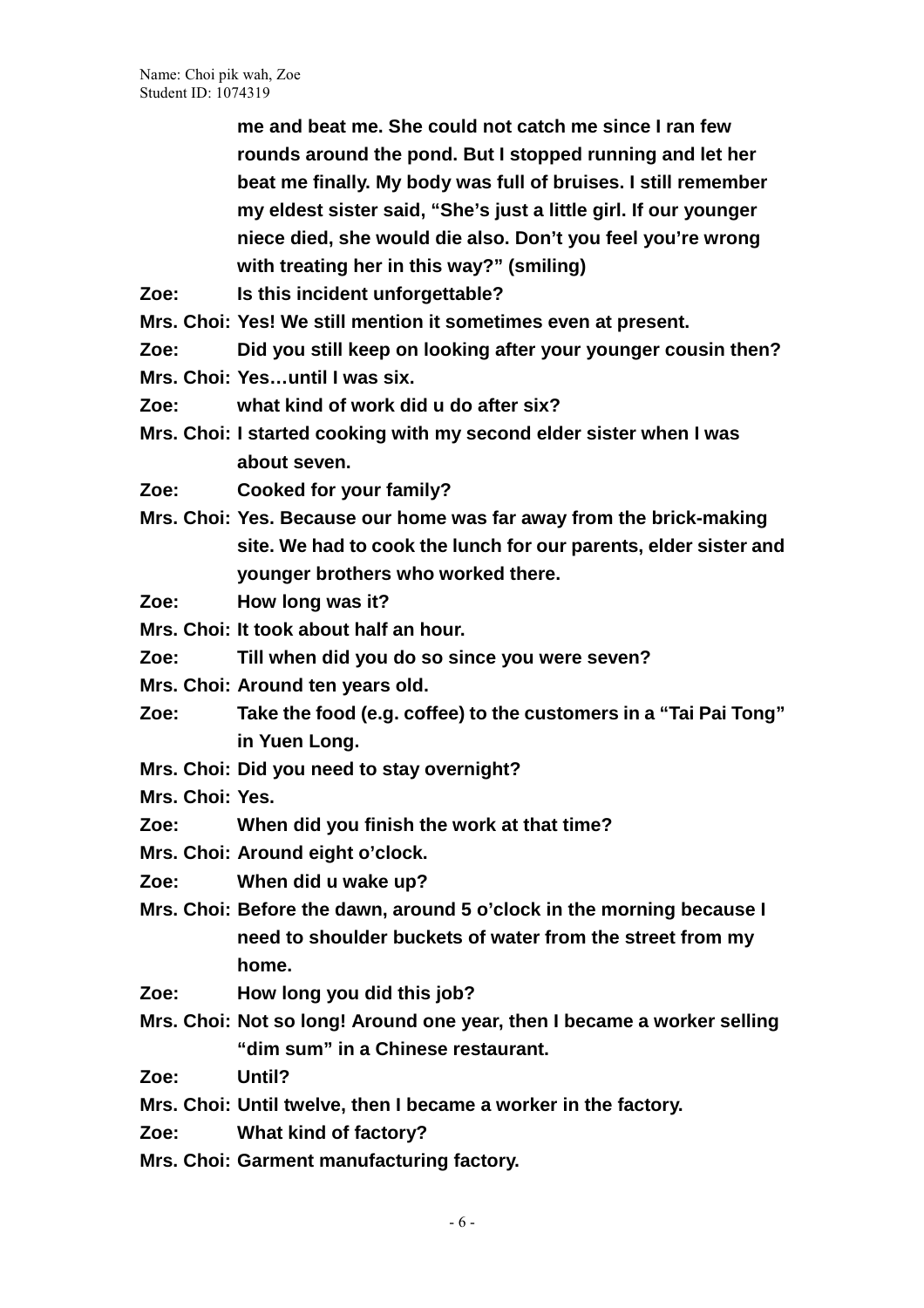**me and beat me. She could not catch me since I ran few rounds around the pond. But I stopped running and let her beat me finally. My body was full of bruises. I still remember my eldest sister said, "She's just a little girl. If our younger niece died, she would die also. Don't you feel you're wrong with treating her in this way?" (smiling)**

**Zoe: Is this incident unforgettable?**

**Mrs. Choi: Yes! We still mention it sometimes even at present.**

**Zoe: Did you still keep on looking after your younger cousin then?**

**Mrs. Choi: Yes…until I was six.**

**Zoe: what kind of work did u do after six?**

**Mrs. Choi: I started cooking with my second elder sister when I was about seven.**

**Zoe: Cooked for your family?**

**Mrs. Choi: Yes. Because our home was far away from the brick-making site. We had to cook the lunch for our parents, elder sister and younger brothers who worked there.**

**Zoe: How long was it?**

**Mrs. Choi: It took about half an hour.**

**Zoe: Till when did you do so since you were seven?**

**Mrs. Choi: Around ten years old.**

**Zoe: Take the food (e.g. coffee) to the customers in a "Tai Pai Tong" in Yuen Long.**

**Mrs. Choi: Did you need to stay overnight?**

**Mrs. Choi: Yes.**

**Zoe: When did you finish the work at that time?**

**Mrs. Choi: Around eight o'clock.**

**Zoe: When did u wake up?**

**Mrs. Choi: Before the dawn, around 5 o'clock in the morning because I need to shoulder buckets of water from the street from my home.**

**Zoe: How long you did this job?**

**Mrs. Choi: Not so long! Around one year, then I became a worker selling "dim sum" in a Chinese restaurant.**

**Zoe: Until?**

**Mrs. Choi: Until twelve, then I became a worker in the factory.**

**Zoe: What kind of factory?**

**Mrs. Choi: Garment manufacturing factory.**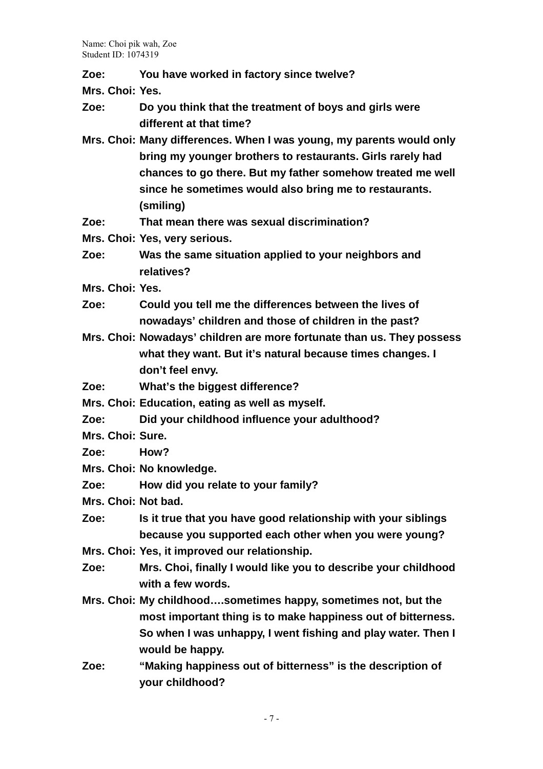Name: Choi pik wah, Zoe
Student ID: 1074319

**Zoe:** You have worked in factory since twelve?

**Mrs. Choi:** Yes.

**Zoe:** Do you think that the treatment of boys and girls were different at that time?

**Mrs. Choi:** Many differences. When I was young, my parents would only bring my younger brothers to restaurants. Girls rarely had chances to go there. But my father somehow treated me well since he sometimes would also bring me to restaurants. (smiling)

**Zoe:** That mean there was sexual discrimination?

**Mrs. Choi:** Yes, very serious.

**Zoe:** Was the same situation applied to your neighbors and relatives?

**Mrs. Choi:** Yes.

**Zoe:** Could you tell me the differences between the lives of nowadays' children and those of children in the past?

**Mrs. Choi:** Nowadays' children are more fortunate than us. They possess what they want. But it's natural because times changes. I don't feel envy.

**Zoe:** What's the biggest difference?

**Mrs. Choi:** Education, eating as well as myself.

**Zoe:** Did your childhood influence your adulthood?

**Mrs. Choi:** Sure.

**Zoe:** How?

**Mrs. Choi:** No knowledge.

**Zoe:** How did you relate to your family?

**Mrs. Choi:** Not bad.

**Zoe:** Is it true that you have good relationship with your siblings because you supported each other when you were young?

**Mrs. Choi:** Yes, it improved our relationship.

**Zoe:** Mrs. Choi, finally I would like you to describe your childhood with a few words.

**Mrs. Choi:** My childhood….sometimes happy, sometimes not, but the most important thing is to make happiness out of bitterness. So when I was unhappy, I went fishing and play water. Then I would be happy.

**Zoe:** "Making happiness out of bitterness" is the description of your childhood?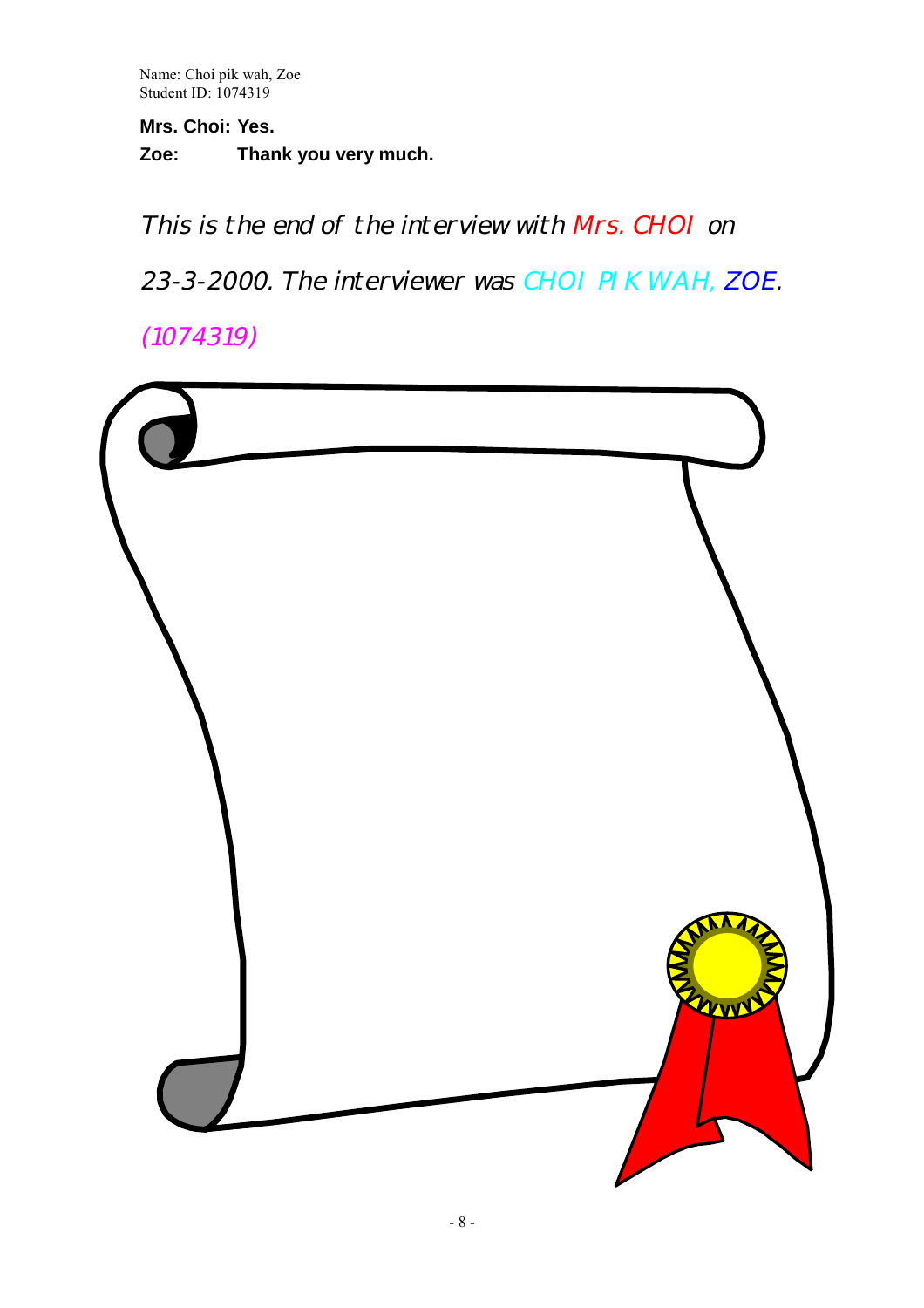**Mrs. Choi:** **Yes.**

**Zoe:** **Thank you very much.**

*This is the end of the interview with Mrs. CHOI on 23-3-2000. The interviewer was CHOI PIK WAH, ZOE. (1074319)*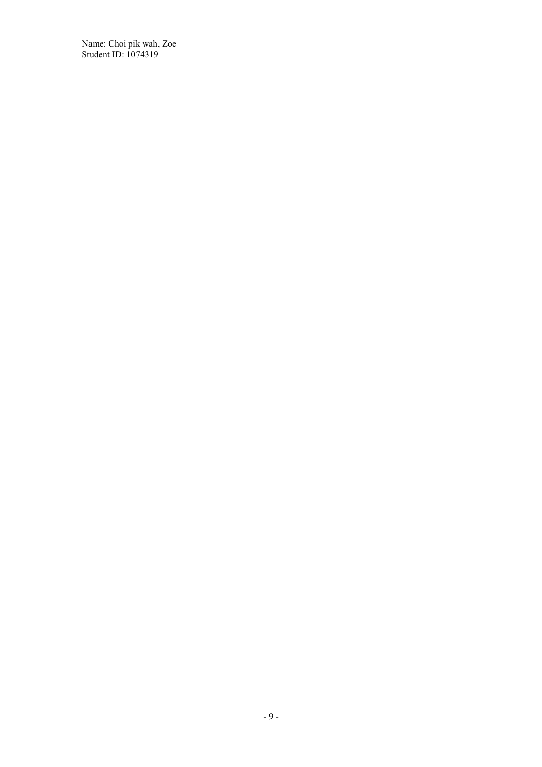Name: Choi pik wah, Zoe
Student ID: 1074319